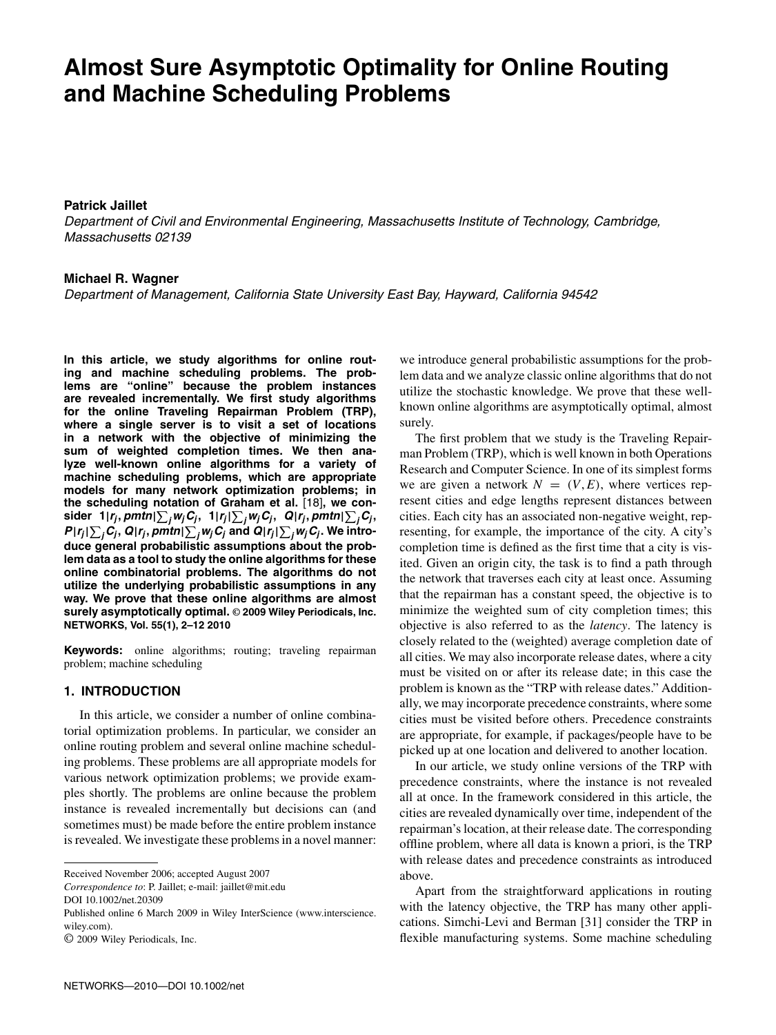# Almost Sure Asymptotic Optimality for Online Routing and Machine Scheduling Problems

**Patrick Jaillet**

*Department of Civil and Environmental Engineering, Massachusetts Institute of Technology, Cambridge, Massachusetts 02139*

**Michael R. Wagner**

*Department of Management, California State University East Bay, Hayward, California 94542*

**In this article, we study algorithms for online routing and machine scheduling problems. The problems are "online" because the problem instances are revealed incrementally. We first study algorithms for the online Traveling Repairman Problem (TRP), where a single server is to visit a set of locations in a network with the objective of minimizing the sum of weighted completion times. We then analyze well-known online algorithms for a variety of machine scheduling problems, which are appropriate models for many network optimization problems; in the scheduling notation of Graham et al.** [18]**, we consider $1|r_j, pmtn|\sum_j w_j C_j$, $1|r_j|\sum_j w_j C_j$, $Q|r_j, pmtn|\sum_j C_j$, $P|r_j|\sum_j C_j$, $Q|r_j, pmtn|\sum_j w_j C_j$ and $Q|r_j|\sum_j w_j C_j$. We introduce general probabilistic assumptions about the problem data as a tool to study the online algorithms for these online combinatorial problems. The algorithms do not utilize the underlying probabilistic assumptions in any way. We prove that these online algorithms are almost surely asymptotically optimal. © 2009 Wiley Periodicals, Inc. NETWORKS, Vol. 55(1), 2–12 2010**

**Keywords:** online algorithms; routing; traveling repairman problem; machine scheduling

## 1. INTRODUCTION

In this article, we consider a number of online combinatorial optimization problems. In particular, we consider an online routing problem and several online machine scheduling problems. These problems are all appropriate models for various network optimization problems; we provide examples shortly. The problems are online because the problem instance is revealed incrementally but decisions can (and sometimes must) be made before the entire problem instance is revealed. We investigate these problems in a novel manner: we introduce general probabilistic assumptions for the problem data and we analyze classic online algorithms that do not utilize the stochastic knowledge. We prove that these well-known online algorithms are asymptotically optimal, almost surely.

The first problem that we study is the Traveling Repairman Problem (TRP), which is well known in both Operations Research and Computer Science. In one of its simplest forms we are given a network $N = (V, E)$, where vertices represent cities and edge lengths represent distances between cities. Each city has an associated non-negative weight, representing, for example, the importance of the city. A city's completion time is defined as the first time that a city is visited. Given an origin city, the task is to find a path through the network that traverses each city at least once. Assuming that the repairman has a constant speed, the objective is to minimize the weighted sum of city completion times; this objective is also referred to as the *latency*. The latency is closely related to the (weighted) average completion date of all cities. We may also incorporate release dates, where a city must be visited on or after its release date; in this case the problem is known as the "TRP with release dates." Additionally, we may incorporate precedence constraints, where some cities must be visited before others. Precedence constraints are appropriate, for example, if packages/people have to be picked up at one location and delivered to another location.

In our article, we study online versions of the TRP with precedence constraints, where the instance is not revealed all at once. In the framework considered in this article, the cities are revealed dynamically over time, independent of the repairman's location, at their release date. The corresponding offline problem, where all data is known a priori, is the TRP with release dates and precedence constraints as introduced above.

Apart from the straightforward applications in routing with the latency objective, the TRP has many other applications. Simchi-Levi and Berman [31] consider the TRP in flexible manufacturing systems. Some machine scheduling

Received November 2006; accepted August 2007

*Correspondence to*: P. Jaillet; e-mail: jaillet@mit.edu

DOI 10.1002/net.20309

Published online 6 March 2009 in Wiley InterScience (www.interscience.wiley.com).

© 2009 Wiley Periodicals, Inc.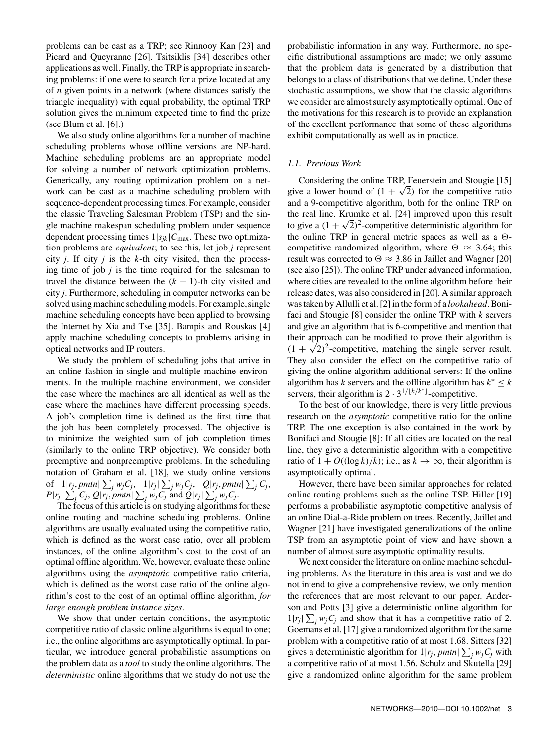problems can be cast as a TRP; see Rinnooy Kan [23] and Picard and Queyranne [26]. Tsitsiklis [34] describes other applications as well. Finally, the TRP is appropriate in searching problems: if one were to search for a prize located at any of $n$ given points in a network (where distances satisfy the triangle inequality) with equal probability, the optimal TRP solution gives the minimum expected time to find the prize (see Blum et al. [6].)

We also study online algorithms for a number of machine scheduling problems whose offline versions are NP-hard. Machine scheduling problems are an appropriate model for solving a number of network optimization problems. Generically, any routing optimization problem on a network can be cast as a machine scheduling problem with sequence-dependent processing times. For example, consider the classic Traveling Salesman Problem (TSP) and the single machine makespan scheduling problem under sequence dependent processing times $1|s_{jk}|C_{\max}$. These two optimization problems are *equivalent*; to see this, let job $j$ represent city $j$. If city $j$ is the $k$-th city visited, then the processing time of job $j$ is the time required for the salesman to travel the distance between the $(k-1)$-th city visited and city $j$. Furthermore, scheduling in computer networks can be solved using machine scheduling models. For example, single machine scheduling concepts have been applied to browsing the Internet by Xia and Tse [35]. Bampis and Rouskas [4] apply machine scheduling concepts to problems arising in optical networks and IP routers.

We study the problem of scheduling jobs that arrive in an online fashion in single and multiple machine environments. In the multiple machine environment, we consider the case where the machines are all identical as well as the case where the machines have different processing speeds. A job's completion time is defined as the first time that the job has been completely processed. The objective is to minimize the weighted sum of job completion times (similarly to the online TRP objective). We consider both preemptive and nonpreemptive problems. In the scheduling notation of Graham et al. [18], we study online versions of $1|r_j, pmtn|\sum_j w_jC_j$, $1|r_j|\sum_j w_jC_j$, $Q|r_j, pmtn|\sum_j C_j$, $P|r_j|\sum_j C_j$, $Q|r_j, pmtn|\sum_j w_jC_j$ and $Q|r_j|\sum_j w_jC_j$.

The focus of this article is on studying algorithms for these online routing and machine scheduling problems. Online algorithms are usually evaluated using the competitive ratio, which is defined as the worst case ratio, over all problem instances, of the online algorithm's cost to the cost of an optimal offline algorithm. We, however, evaluate these online algorithms using the *asymptotic* competitive ratio criteria, which is defined as the worst case ratio of the online algorithm's cost to the cost of an optimal offline algorithm, *for large enough problem instance sizes*.

We show that under certain conditions, the asymptotic competitive ratio of classic online algorithms is equal to one; i.e., the online algorithms are asymptotically optimal. In particular, we introduce general probabilistic assumptions on the problem data as a *tool* to study the online algorithms. The *deterministic* online algorithms that we study do not use the probabilistic information in any way. Furthermore, no specific distributional assumptions are made; we only assume that the problem data is generated by a distribution that belongs to a class of distributions that we define. Under these stochastic assumptions, we show that the classic algorithms we consider are almost surely asymptotically optimal. One of the motivations for this research is to provide an explanation of the excellent performance that some of these algorithms exhibit computationally as well as in practice.

### *1.1. Previous Work*

Considering the online TRP, Feuerstein and Stougie [15] give a lower bound of $(1+\sqrt{2})$ for the competitive ratio and a 9-competitive algorithm, both for the online TRP on the real line. Krumke et al. [24] improved upon this result to give a $(1+\sqrt{2})^2$-competitive deterministic algorithm for the online TRP in general metric spaces as well as a $\Theta$-competitive randomized algorithm, where $\Theta \approx 3.64$; this result was corrected to $\Theta \approx 3.86$ in Jaillet and Wagner [20] (see also [25]). The online TRP under advanced information, where cities are revealed to the online algorithm before their release dates, was also considered in [20]. A similar approach was taken by Allulli et al. [2] in the form of a *lookahead*. Bonifaci and Stougie [8] consider the online TRP with $k$ servers and give an algorithm that is 6-competitive and mention that their approach can be modified to prove their algorithm is $(1+\sqrt{2})^2$-competitive, matching the single server result. They also consider the effect on the competitive ratio of giving the online algorithm additional servers: If the online algorithm has $k$ servers and the offline algorithm has $k^* \leq k$ servers, their algorithm is $2 \cdot 3^{1/\lfloor k/k^* \rfloor}$-competitive.

To the best of our knowledge, there is very little previous research on the *asymptotic* competitive ratio for the online TRP. The one exception is also contained in the work by Bonifaci and Stougie [8]: If all cities are located on the real line, they give a deterministic algorithm with a competitive ratio of $1 + O((\log k)/k)$; i.e., as $k \to \infty$, their algorithm is asymptotically optimal.

However, there have been similar approaches for related online routing problems such as the online TSP. Hiller [19] performs a probabilistic asymptotic competitive analysis of an online Dial-a-Ride problem on trees. Recently, Jaillet and Wagner [21] have investigated generalizations of the online TSP from an asymptotic point of view and have shown a number of almost sure asymptotic optimality results.

We next consider the literature on online machine scheduling problems. As the literature in this area is vast and we do not intend to give a comprehensive review, we only mention the references that are most relevant to our paper. Anderson and Potts [3] give a deterministic online algorithm for $1|r_j|\sum_j w_jC_j$ and show that it has a competitive ratio of 2. Goemans et al. [17] give a randomized algorithm for the same problem with a competitive ratio of at most 1.68. Sitters [32] gives a deterministic algorithm for $1|r_j, pmtn|\sum_j w_jC_j$ with a competitive ratio of at most 1.56. Schulz and Skutella [29] give a randomized online algorithm for the same problem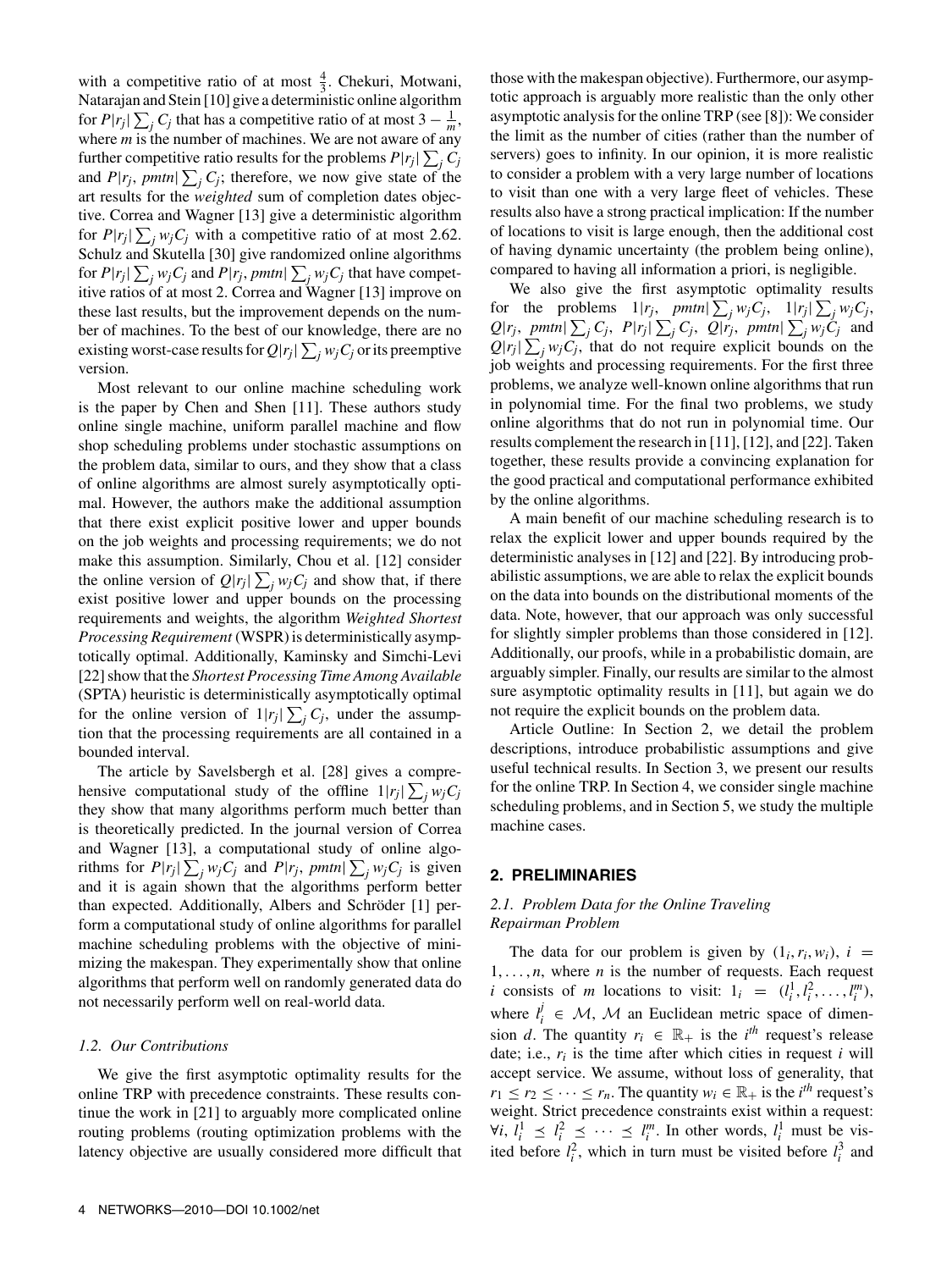with a competitive ratio of at most $\frac{4}{3}$. Chekuri, Motwani, Natarajan and Stein [10] give a deterministic online algorithm for $P|r_j|\sum_j C_j$ that has a competitive ratio of at most $3 - \frac{1}{m}$, where $m$ is the number of machines. We are not aware of any further competitive ratio results for the problems $P|r_j|\sum_j C_j$ and $P|r_j, pmtn|\sum_j C_j$; therefore, we now give state of the art results for the *weighted* sum of completion dates objective. Correa and Wagner [13] give a deterministic algorithm for $P|r_j|\sum_j w_j C_j$ with a competitive ratio of at most 2.62. Schulz and Skutella [30] give randomized online algorithms for $P|r_j|\sum_j w_j C_j$ and $P|r_j, pmtn|\sum_j w_j C_j$ that have competitive ratios of at most 2. Correa and Wagner [13] improve on these last results, but the improvement depends on the number of machines. To the best of our knowledge, there are no existing worst-case results for $Q|r_j|\sum_j w_j C_j$ or its preemptive version.

Most relevant to our online machine scheduling work is the paper by Chen and Shen [11]. These authors study online single machine, uniform parallel machine and flow shop scheduling problems under stochastic assumptions on the problem data, similar to ours, and they show that a class of online algorithms are almost surely asymptotically optimal. However, the authors make the additional assumption that there exist explicit positive lower and upper bounds on the job weights and processing requirements; we do not make this assumption. Similarly, Chou et al. [12] consider the online version of $Q|r_j|\sum_j w_j C_j$ and show that, if there exist positive lower and upper bounds on the processing requirements and weights, the algorithm *Weighted Shortest Processing Requirement* (WSPR) is deterministically asymptotically optimal. Additionally, Kaminsky and Simchi-Levi [22] show that the *Shortest Processing Time Among Available* (SPTA) heuristic is deterministically asymptotically optimal for the online version of $1|r_j|\sum_j C_j$, under the assumption that the processing requirements are all contained in a bounded interval.

The article by Savelsbergh et al. [28] gives a comprehensive computational study of the offline $1|r_j|\sum_j w_j C_j$ they show that many algorithms perform much better than is theoretically predicted. In the journal version of Correa and Wagner [13], a computational study of online algorithms for $P|r_j|\sum_j w_j C_j$ and $P|r_j, pmtn|\sum_j w_j C_j$ is given and it is again shown that the algorithms perform better than expected. Additionally, Albers and Schröder [1] perform a computational study of online algorithms for parallel machine scheduling problems with the objective of minimizing the makespan. They experimentally show that online algorithms that perform well on randomly generated data do not necessarily perform well on real-world data.

### 1.2. Our Contributions

We give the first asymptotic optimality results for the online TRP with precedence constraints. These results continue the work in [21] to arguably more complicated online routing problems (routing optimization problems with the latency objective are usually considered more difficult that those with the makespan objective). Furthermore, our asymptotic approach is arguably more realistic than the only other asymptotic analysis for the online TRP (see [8]): We consider the limit as the number of cities (rather than the number of servers) goes to infinity. In our opinion, it is more realistic to consider a problem with a very large number of locations to visit than one with a very large fleet of vehicles. These results also have a strong practical implication: If the number of locations to visit is large enough, then the additional cost of having dynamic uncertainty (the problem being online), compared to having all information a priori, is negligible.

We also give the first asymptotic optimality results for the problems $1|r_j, pmtn|\sum_j w_j C_j$, $1|r_j|\sum_j w_j C_j$, $Q|r_j, pmtn|\sum_j C_j$, $P|r_j|\sum_j C_j$, $Q|r_j, pmtn|\sum_j w_j C_j$ and $Q|r_j|\sum_j w_j C_j$, that do not require explicit bounds on the job weights and processing requirements. For the first three problems, we analyze well-known online algorithms that run in polynomial time. For the final two problems, we study online algorithms that do not run in polynomial time. Our results complement the research in [11], [12], and [22]. Taken together, these results provide a convincing explanation for the good practical and computational performance exhibited by the online algorithms.

A main benefit of our machine scheduling research is to relax the explicit lower and upper bounds required by the deterministic analyses in [12] and [22]. By introducing probabilistic assumptions, we are able to relax the explicit bounds on the data into bounds on the distributional moments of the data. Note, however, that our approach was only successful for slightly simpler problems than those considered in [12]. Additionally, our proofs, while in a probabilistic domain, are arguably simpler. Finally, our results are similar to the almost sure asymptotic optimality results in [11], but again we do not require the explicit bounds on the problem data.

Article Outline: In Section 2, we detail the problem descriptions, introduce probabilistic assumptions and give useful technical results. In Section 3, we present our results for the online TRP. In Section 4, we consider single machine scheduling problems, and in Section 5, we study the multiple machine cases.

## 2. PRELIMINARIES

### 2.1. Problem Data for the Online Traveling Repairman Problem

The data for our problem is given by $(1_i, r_i, w_i)$, $i = 1, \ldots, n$, where $n$ is the number of requests. Each request $i$ consists of $m$ locations to visit: $1_i = (l_i^1, l_i^2, \ldots, l_i^m)$, where $l_i^j \in \mathcal{M}$, $\mathcal{M}$ an Euclidean metric space of dimension $d$. The quantity $r_i \in \mathbb{R}_+$ is the $i^{th}$ request's release date; i.e., $r_i$ is the time after which cities in request $i$ will accept service. We assume, without loss of generality, that $r_1 \leq r_2 \leq \cdots \leq r_n$. The quantity $w_i \in \mathbb{R}_+$ is the $i^{th}$ request's weight. Strict precedence constraints exist within a request: $\forall i$, $l_i^1 \preceq l_i^2 \preceq \cdots \preceq l_i^m$. In other words, $l_i^1$ must be visited before $l_i^2$, which in turn must be visited before $l_i^3$ and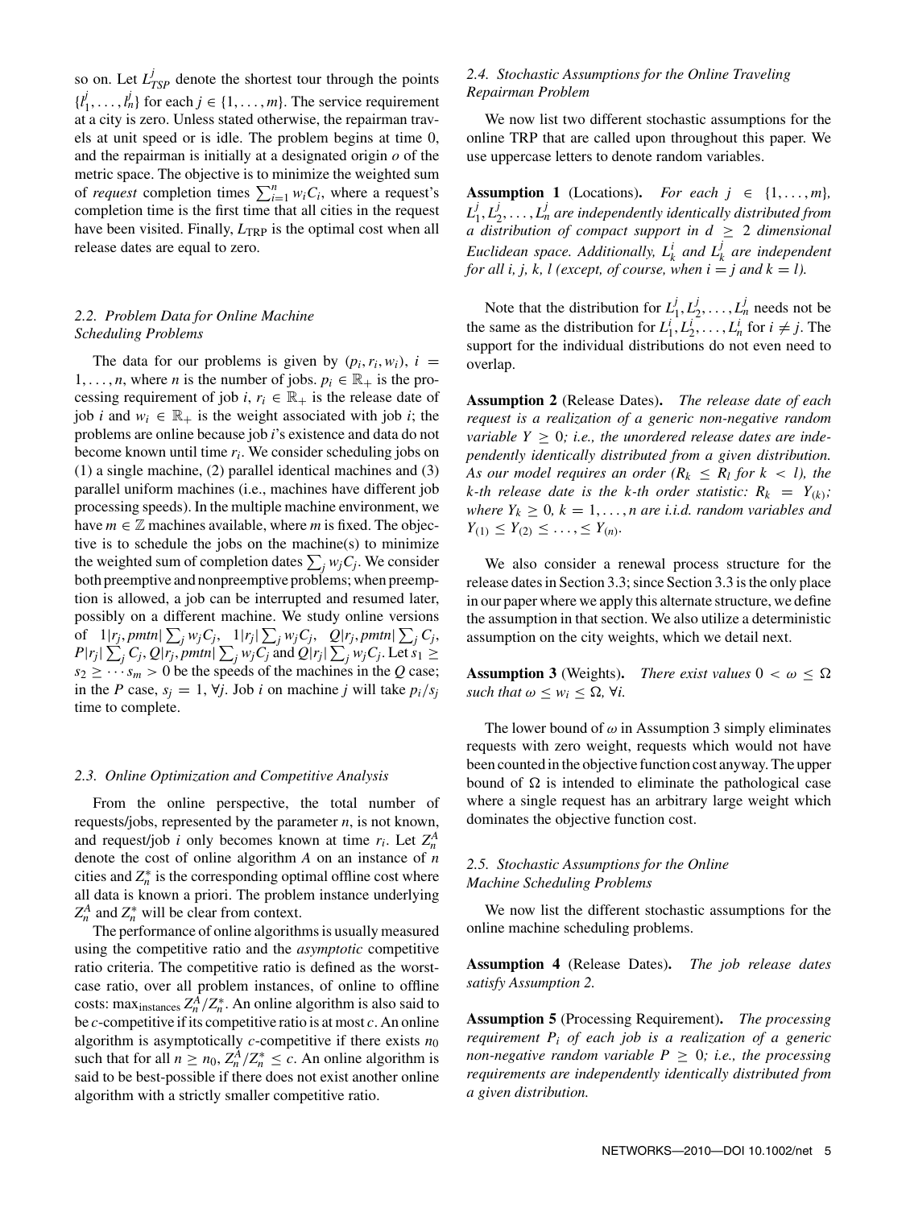so on. Let $L^j_{TSP}$ denote the shortest tour through the points $\{l^j_1, \ldots, l^j_n\}$ for each $j \in \{1, \ldots, m\}$. The service requirement at a city is zero. Unless stated otherwise, the repairman travels at unit speed or is idle. The problem begins at time 0, and the repairman is initially at a designated origin $o$ of the metric space. The objective is to minimize the weighted sum of *request* completion times $\sum_{i=1}^n w_i C_i$, where a request's completion time is the first time that all cities in the request have been visited. Finally, $L_{\text{TRP}}$ is the optimal cost when all release dates are equal to zero.

### 2.2. Problem Data for Online Machine Scheduling Problems

The data for our problems is given by $(p_i, r_i, w_i)$, $i = 1, \ldots, n$, where $n$ is the number of jobs. $p_i \in \mathbb{R}_+$ is the processing requirement of job $i$, $r_i \in \mathbb{R}_+$ is the release date of job $i$ and $w_i \in \mathbb{R}_+$ is the weight associated with job $i$; the problems are online because job $i$'s existence and data do not become known until time $r_i$. We consider scheduling jobs on (1) a single machine, (2) parallel identical machines and (3) parallel uniform machines (i.e., machines have different job processing speeds). In the multiple machine environment, we have $m \in \mathbb{Z}$ machines available, where $m$ is fixed. The objective is to schedule the jobs on the machine(s) to minimize the weighted sum of completion dates $\sum_j w_j C_j$. We consider both preemptive and nonpreemptive problems; when preemption is allowed, a job can be interrupted and resumed later, possibly on a different machine. We study online versions of $1|r_j, pmtn|\sum_j w_j C_j$, $1|r_j|\sum_j w_j C_j$, $Q|r_j, pmtn|\sum_j C_j$, $P|r_j|\sum_j C_j$, $Q|r_j, pmtn|\sum_j w_j C_j$ and $Q|r_j|\sum_j w_j C_j$. Let $s_1 \geq s_2 \geq \cdots s_m > 0$ be the speeds of the machines in the $Q$ case; in the $P$ case, $s_j = 1$, $\forall j$. Job $i$ on machine $j$ will take $p_i/s_j$ time to complete.

### 2.3. Online Optimization and Competitive Analysis

From the online perspective, the total number of requests/jobs, represented by the parameter $n$, is not known, and request/job $i$ only becomes known at time $r_i$. Let $Z^A_n$ denote the cost of online algorithm $A$ on an instance of $n$ cities and $Z^*_n$ is the corresponding optimal offline cost where all data is known a priori. The problem instance underlying $Z^A_n$ and $Z^*_n$ will be clear from context.

The performance of online algorithms is usually measured using the competitive ratio and the *asymptotic* competitive ratio criteria. The competitive ratio is defined as the worst-case ratio, over all problem instances, of online to offline costs: $\max_{\text{instances}} Z^A_n/Z^*_n$. An online algorithm is also said to be $c$-competitive if its competitive ratio is at most $c$. An online algorithm is asymptotically $c$-competitive if there exists $n_0$ such that for all $n \geq n_0$, $Z^A_n/Z^*_n \leq c$. An online algorithm is said to be best-possible if there does not exist another online algorithm with a strictly smaller competitive ratio.

### 2.4. Stochastic Assumptions for the Online Traveling Repairman Problem

We now list two different stochastic assumptions for the online TRP that are called upon throughout this paper. We use uppercase letters to denote random variables.

**Assumption 1** (Locations). *For each $j \in \{1, \ldots, m\}$, $L^j_1, L^j_2, \ldots, L^j_n$ are independently identically distributed from a distribution of compact support in $d \geq 2$ dimensional Euclidean space. Additionally, $L^i_k$ and $L^j_k$ are independent for all i, j, k, l (except, of course, when $i = j$ and $k = l$).*

Note that the distribution for $L^j_1, L^j_2, \ldots, L^j_n$ needs not be the same as the distribution for $L^i_1, L^i_2, \ldots, L^i_n$ for $i \neq j$. The support for the individual distributions do not even need to overlap.

**Assumption 2** (Release Dates). *The release date of each request is a realization of a generic non-negative random variable $Y \geq 0$; i.e., the unordered release dates are independently identically distributed from a given distribution. As our model requires an order ($R_k \leq R_l$ for $k < l$), the k-th release date is the k-th order statistic: $R_k = Y_{(k)}$; where $Y_k \geq 0$, $k = 1, \ldots, n$ are i.i.d. random variables and $Y_{(1)} \leq Y_{(2)} \leq \ldots, \leq Y_{(n)}$.*

We also consider a renewal process structure for the release dates in Section 3.3; since Section 3.3 is the only place in our paper where we apply this alternate structure, we define the assumption in that section. We also utilize a deterministic assumption on the city weights, which we detail next.

**Assumption 3** (Weights). *There exist values $0 < \omega \leq \Omega$ such that $\omega \leq w_i \leq \Omega$, $\forall i$.*

The lower bound of $\omega$ in Assumption 3 simply eliminates requests with zero weight, requests which would not have been counted in the objective function cost anyway. The upper bound of $\Omega$ is intended to eliminate the pathological case where a single request has an arbitrary large weight which dominates the objective function cost.

### 2.5. Stochastic Assumptions for the Online Machine Scheduling Problems

We now list the different stochastic assumptions for the online machine scheduling problems.

**Assumption 4** (Release Dates). *The job release dates satisfy Assumption 2.*

**Assumption 5** (Processing Requirement). *The processing requirement $P_i$ of each job is a realization of a generic non-negative random variable $P \geq 0$; i.e., the processing requirements are independently identically distributed from a given distribution.*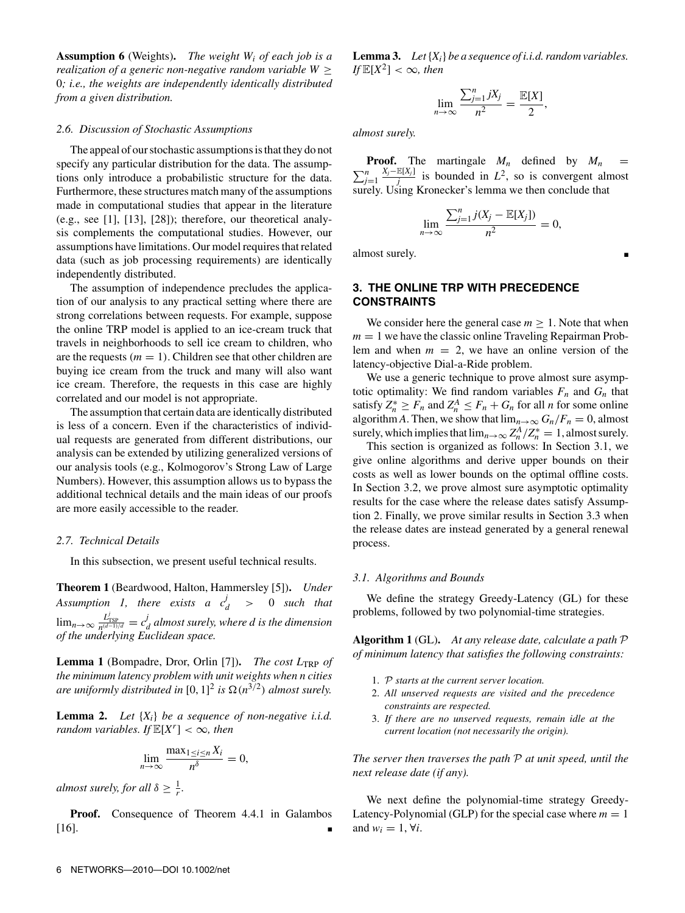**Assumption 6** (Weights). *The weight $W_i$ of each job is a realization of a generic non-negative random variable $W \geq 0$; i.e., the weights are independently identically distributed from a given distribution.*

### 2.6. Discussion of Stochastic Assumptions

The appeal of our stochastic assumptions is that they do not specify any particular distribution for the data. The assumptions only introduce a probabilistic structure for the data. Furthermore, these structures match many of the assumptions made in computational studies that appear in the literature (e.g., see [1], [13], [28]); therefore, our theoretical analysis complements the computational studies. However, our assumptions have limitations. Our model requires that related data (such as job processing requirements) are identically independently distributed.

The assumption of independence precludes the application of our analysis to any practical setting where there are strong correlations between requests. For example, suppose the online TRP model is applied to an ice-cream truck that travels in neighborhoods to sell ice cream to children, who are the requests ($m = 1$). Children see that other children are buying ice cream from the truck and many will also want ice cream. Therefore, the requests in this case are highly correlated and our model is not appropriate.

The assumption that certain data are identically distributed is less of a concern. Even if the characteristics of individual requests are generated from different distributions, our analysis can be extended by utilizing generalized versions of our analysis tools (e.g., Kolmogorov's Strong Law of Large Numbers). However, this assumption allows us to bypass the additional technical details and the main ideas of our proofs are more easily accessible to the reader.

### 2.7. Technical Details

In this subsection, we present useful technical results.

**Theorem 1** (Beardwood, Halton, Hammersley [5]). *Under Assumption 1, there exists a $c_d^j > 0$ such that $\lim_{n\to\infty} \frac{L_{\text{TSP}}^j}{n^{(d-1)/d}} = c_d^j$ almost surely, where d is the dimension of the underlying Euclidean space.*

**Lemma 1** (Bompadre, Dror, Orlin [7]). *The cost $L_{\text{TRP}}$ of the minimum latency problem with unit weights when n cities are uniformly distributed in $[0, 1]^2$ is $\Omega(n^{3/2})$ almost surely.*

**Lemma 2.** *Let $\{X_i\}$ be a sequence of non-negative i.i.d. random variables. If $\mathbb{E}[X^r] < \infty$, then*

$$\lim_{n\to\infty} \frac{\max_{1\leq i\leq n} X_i}{n^\delta} = 0,$$

*almost surely, for all $\delta \geq \frac{1}{r}$.*

**Proof.** Consequence of Theorem 4.4.1 in Galambos [16]. ∎

**Lemma 3.** *Let $\{X_i\}$ be a sequence of i.i.d. random variables. If $\mathbb{E}[X^2] < \infty$, then*

$$\lim_{n\to\infty} \frac{\sum_{j=1}^n jX_j}{n^2} = \frac{\mathbb{E}[X]}{2},$$

*almost surely.*

**Proof.** The martingale $M_n$ defined by $M_n = \sum_{j=1}^n \frac{X_j - \mathbb{E}[X_j]}{j}$ is bounded in $L^2$, so is convergent almost surely. Using Kronecker's lemma we then conclude that

$$\lim_{n\to\infty} \frac{\sum_{j=1}^n j(X_j - \mathbb{E}[X_j])}{n^2} = 0,$$

almost surely. ∎

## 3. THE ONLINE TRP WITH PRECEDENCE CONSTRAINTS

We consider here the general case $m \geq 1$. Note that when $m = 1$ we have the classic online Traveling Repairman Problem and when $m = 2$, we have an online version of the latency-objective Dial-a-Ride problem.

We use a generic technique to prove almost sure asymptotic optimality: We find random variables $F_n$ and $G_n$ that satisfy $Z_n^* \geq F_n$ and $Z_n^A \leq F_n + G_n$ for all $n$ for some online algorithm $A$. Then, we show that $\lim_{n\to\infty} G_n/F_n = 0$, almost surely, which implies that $\lim_{n\to\infty} Z_n^A/Z_n^* = 1$, almost surely.

This section is organized as follows: In Section 3.1, we give online algorithms and derive upper bounds on their costs as well as lower bounds on the optimal offline costs. In Section 3.2, we prove almost sure asymptotic optimality results for the case where the release dates satisfy Assumption 2. Finally, we prove similar results in Section 3.3 when the release dates are instead generated by a general renewal process.

### 3.1. Algorithms and Bounds

We define the strategy Greedy-Latency (GL) for these problems, followed by two polynomial-time strategies.

**Algorithm 1** (GL). *At any release date, calculate a path $\mathcal{P}$ of minimum latency that satisfies the following constraints:*

1. *$\mathcal{P}$ starts at the current server location.*
2. *All unserved requests are visited and the precedence constraints are respected.*
3. *If there are no unserved requests, remain idle at the current location (not necessarily the origin).*

*The server then traverses the path $\mathcal{P}$ at unit speed, until the next release date (if any).*

We next define the polynomial-time strategy Greedy-Latency-Polynomial (GLP) for the special case where $m = 1$ and $w_i = 1$, $\forall i$.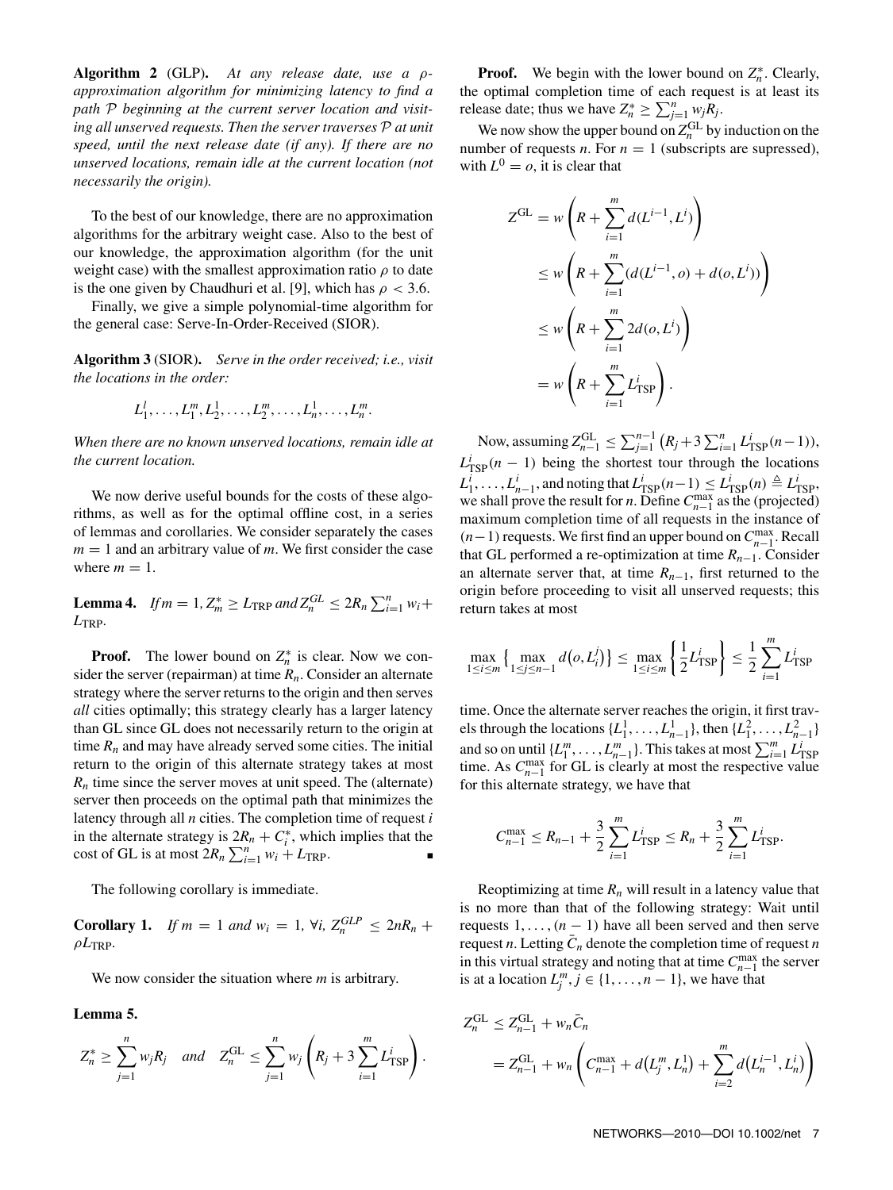**Algorithm 2** (GLP)**.** *At any release date, use a $\rho$-approximation algorithm for minimizing latency to find a path $\mathcal{P}$ beginning at the current server location and visiting all unserved requests. Then the server traverses $\mathcal{P}$ at unit speed, until the next release date (if any). If there are no unserved locations, remain idle at the current location (not necessarily the origin).*

To the best of our knowledge, there are no approximation algorithms for the arbitrary weight case. Also to the best of our knowledge, the approximation algorithm (for the unit weight case) with the smallest approximation ratio $\rho$ to date is the one given by Chaudhuri et al. [9], which has $\rho < 3.6$.

Finally, we give a simple polynomial-time algorithm for the general case: Serve-In-Order-Received (SIOR).

**Algorithm 3** (SIOR)**.** *Serve in the order received; i.e., visit the locations in the order:*

$$L_1^l, \ldots, L_1^m, L_2^1, \ldots, L_2^m, \ldots, L_n^1, \ldots, L_n^m.$$

*When there are no known unserved locations, remain idle at the current location.*

We now derive useful bounds for the costs of these algorithms, as well as for the optimal offline cost, in a series of lemmas and corollaries. We consider separately the cases $m = 1$ and an arbitrary value of $m$. We first consider the case where $m = 1$.

**Lemma 4.** *If $m = 1$, $Z_m^* \geq L_{\text{TRP}}$ and $Z_n^{GL} \leq 2R_n \sum_{i=1}^n w_i + L_{\text{TRP}}$.*

**Proof.** The lower bound on $Z_n^*$ is clear. Now we consider the server (repairman) at time $R_n$. Consider an alternate strategy where the server returns to the origin and then serves *all* cities optimally; this strategy clearly has a larger latency than GL since GL does not necessarily return to the origin at time $R_n$ and may have already served some cities. The initial return to the origin of this alternate strategy takes at most $R_n$ time since the server moves at unit speed. The (alternate) server then proceeds on the optimal path that minimizes the latency through all $n$ cities. The completion time of request $i$ in the alternate strategy is $2R_n + C_i^*$, which implies that the cost of GL is at most $2R_n \sum_{i=1}^n w_i + L_{\text{TRP}}$. ∎

The following corollary is immediate.

**Corollary 1.** *If $m = 1$ and $w_i = 1$, $\forall i$, $Z_n^{GLP} \leq 2nR_n + \rho L_{\text{TRP}}$.*

We now consider the situation where $m$ is arbitrary.

**Lemma 5.**

$$Z_n^* \geq \sum_{j=1}^n w_j R_j \quad \textit{and} \quad Z_n^{\text{GL}} \leq \sum_{j=1}^n w_j \left( R_j + 3 \sum_{i=1}^m L_{\text{TSP}}^i \right).$$

**Proof.** We begin with the lower bound on $Z_n^*$. Clearly, the optimal completion time of each request is at least its release date; thus we have $Z_n^* \geq \sum_{j=1}^n w_j R_j$.

We now show the upper bound on $Z_n^{\text{GL}}$ by induction on the number of requests $n$. For $n = 1$ (subscripts are supressed), with $L^0 = o$, it is clear that

$$\begin{aligned}
Z^{\text{GL}} &= w\left(R + \sum_{i=1}^m d(L^{i-1}, L^i)\right) \\
&\leq w\left(R + \sum_{i=1}^m (d(L^{i-1}, o) + d(o, L^i))\right) \\
&\leq w\left(R + \sum_{i=1}^m 2d(o, L^i)\right) \\
&= w\left(R + \sum_{i=1}^m L_{\text{TSP}}^i\right).
\end{aligned}$$

Now, assuming $Z_{n-1}^{\text{GL}} \leq \sum_{j=1}^{n-1} \left(R_j + 3\sum_{i=1}^n L_{\text{TSP}}^i(n-1)\right)$, $L_{\text{TSP}}^i(n-1)$ being the shortest tour through the locations $L_1^i, \ldots, L_{n-1}^i$, and noting that $L_{\text{TSP}}^i(n-1) \leq L_{\text{TSP}}^i(n) \triangleq L_{\text{TSP}}^i$, we shall prove the result for $n$. Define $C_{n-1}^{\max}$ as the (projected) maximum completion time of all requests in the instance of $(n-1)$ requests. We first find an upper bound on $C_{n-1}^{\max}$. Recall that GL performed a re-optimization at time $R_{n-1}$. Consider an alternate server that, at time $R_{n-1}$, first returned to the origin before proceeding to visit all unserved requests; this return takes at most

$$\max_{1 \leq i \leq m} \left\{ \max_{1 \leq j \leq n-1} d\left(o, L_i^j\right) \right\} \leq \max_{1 \leq i \leq m} \left\{ \frac{1}{2} L_{\text{TSP}}^i \right\} \leq \frac{1}{2} \sum_{i=1}^m L_{\text{TSP}}^i$$

time. Once the alternate server reaches the origin, it first travels through the locations $\{L_1^1, \ldots, L_{n-1}^1\}$, then $\{L_1^2, \ldots, L_{n-1}^2\}$ and so on until $\{L_1^m, \ldots, L_{n-1}^m\}$. This takes at most $\sum_{i=1}^m L_{\text{TSP}}^i$ time. As $C_{n-1}^{\max}$ for GL is clearly at most the respective value for this alternate strategy, we have that

$$C_{n-1}^{\max} \leq R_{n-1} + \frac{3}{2} \sum_{i=1}^m L_{\text{TSP}}^i \leq R_n + \frac{3}{2} \sum_{i=1}^m L_{\text{TSP}}^i.$$

Reoptimizing at time $R_n$ will result in a latency value that is no more than that of the following strategy: Wait until requests $1, \ldots, (n-1)$ have all been served and then serve request $n$. Letting $\bar{C}_n$ denote the completion time of request $n$ in this virtual strategy and noting that at time $C_{n-1}^{\max}$ the server is at a location $L_j^m$, $j \in \{1, \ldots, n-1\}$, we have that

$$\begin{aligned}
Z_n^{\text{GL}} &\leq Z_{n-1}^{\text{GL}} + w_n \bar{C}_n \\
&= Z_{n-1}^{\text{GL}} + w_n \left( C_{n-1}^{\max} + d\left(L_j^m, L_n^1\right) + \sum_{i=2}^m d\left(L_n^{i-1}, L_n^i\right) \right)
\end{aligned}$$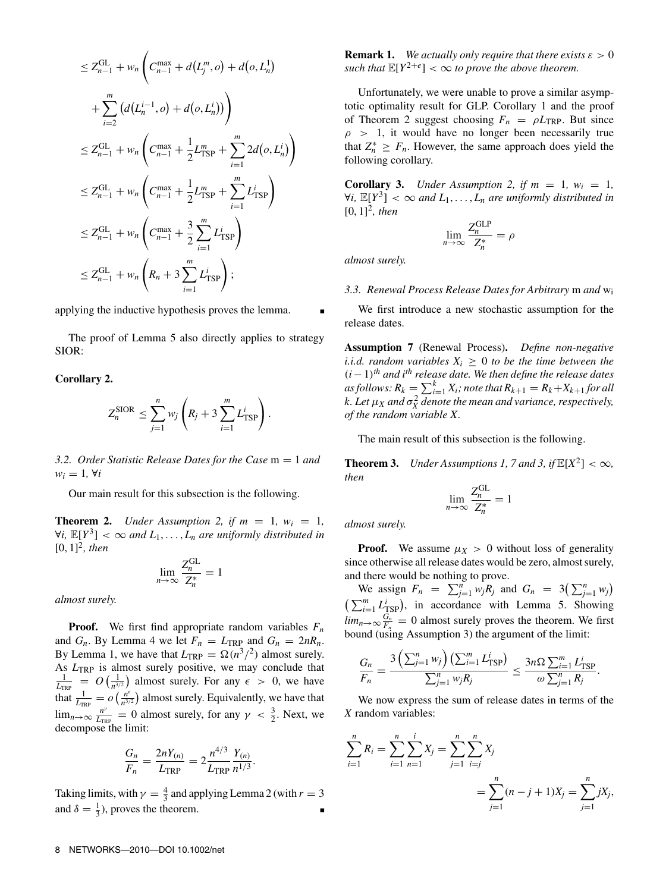$$
\begin{aligned}
&\leq Z_{n-1}^{\mathrm{GL}} + w_n \Bigg( C_{n-1}^{\max} + d\big(L_j^m, o\big) + d\big(o, L_n^1\big) \\
&\quad + \sum_{i=2}^{m} \big( d\big(L_n^{i-1}, o\big) + d\big(o, L_n^i\big)\big) \Bigg) \\
&\leq Z_{n-1}^{\mathrm{GL}} + w_n \left( C_{n-1}^{\max} + \frac{1}{2} L_{\mathrm{TSP}}^m + \sum_{i=1}^{m} 2d\big(o, L_n^i\big) \right) \\
&\leq Z_{n-1}^{\mathrm{GL}} + w_n \left( C_{n-1}^{\max} + \frac{1}{2} L_{\mathrm{TSP}}^m + \sum_{i=1}^{m} L_{\mathrm{TSP}}^i \right) \\
&\leq Z_{n-1}^{\mathrm{GL}} + w_n \left( C_{n-1}^{\max} + \frac{3}{2} \sum_{i=1}^{m} L_{\mathrm{TSP}}^i \right) \\
&\leq Z_{n-1}^{\mathrm{GL}} + w_n \left( R_n + 3 \sum_{i=1}^{m} L_{\mathrm{TSP}}^i \right);
\end{aligned}
$$

applying the inductive hypothesis proves the lemma. ∎

The proof of Lemma 5 also directly applies to strategy SIOR:

**Corollary 2.**

$$
Z_n^{\mathrm{SIOR}} \leq \sum_{j=1}^{n} w_j \left( R_j + 3 \sum_{i=1}^{m} L_{\mathrm{TSP}}^i \right).
$$

### 3.2. Order Statistic Release Dates for the Case m = 1 and $w_i = 1$, $\forall i$

Our main result for this subsection is the following.

**Theorem 2.** *Under Assumption 2, if $m = 1$, $w_i = 1$, $\forall i$, $\mathbb{E}[Y^3] < \infty$ and $L_1, \ldots, L_n$ are uniformly distributed in $[0,1]^2$, then*

$$
\lim_{n\to\infty} \frac{Z_n^{\mathrm{GL}}}{Z_n^*} = 1
$$

*almost surely.*

**Proof.** We first find appropriate random variables $F_n$ and $G_n$. By Lemma 4 we let $F_n = L_{\mathrm{TRP}}$ and $G_n = 2nR_n$. By Lemma 1, we have that $L_{\mathrm{TRP}} = \Omega(n^{3}/^{2})$ almost surely. As $L_{\mathrm{TRP}}$ is almost surely positive, we may conclude that $\frac{1}{L_{\mathrm{TRP}}} = O\left(\frac{1}{n^{3/2}}\right)$ almost surely. For any $\epsilon > 0$, we have that $\frac{1}{L_{\mathrm{TRP}}} = o\left(\frac{n^{\epsilon}}{n^{3/2}}\right)$ almost surely. Equivalently, we have that $\lim_{n\to\infty} \frac{n^{\gamma}}{L_{\mathrm{TRP}}} = 0$ almost surely, for any $\gamma < \frac{3}{2}$. Next, we decompose the limit:

$$
\frac{G_n}{F_n} = \frac{2nY_{(n)}}{L_{\mathrm{TRP}}} = 2\frac{n^{4/3}}{L_{\mathrm{TRP}}} \frac{Y_{(n)}}{n^{1/3}}.
$$

Taking limits, with $\gamma = \frac{4}{3}$ and applying Lemma 2 (with $r = 3$ and $\delta = \frac{1}{3}$), proves the theorem. ∎

**Remark 1.** *We actually only require that there exists $\varepsilon > 0$ such that $\mathbb{E}[Y^{2+\varepsilon}] < \infty$ to prove the above theorem.*

Unfortunately, we were unable to prove a similar asymptotic optimality result for GLP. Corollary 1 and the proof of Theorem 2 suggest choosing $F_n = \rho L_{\mathrm{TRP}}$. But since $\rho > 1$, it would have no longer been necessarily true that $Z_n^* \geq F_n$. However, the same approach does yield the following corollary.

**Corollary 3.** *Under Assumption 2, if $m = 1$, $w_i = 1$, $\forall i$, $\mathbb{E}[Y^3] < \infty$ and $L_1, \ldots, L_n$ are uniformly distributed in $[0,1]^2$, then*

$$
\lim_{n\to\infty} \frac{Z_n^{\mathrm{GLP}}}{Z_n^*} = \rho
$$

*almost surely.*

### 3.3. Renewal Process Release Dates for Arbitrary m and $w_i$

We first introduce a new stochastic assumption for the release dates.

**Assumption 7** (Renewal Process)**.** *Define non-negative i.i.d. random variables $X_i \geq 0$ to be the time between the $(i-1)^{th}$ and $i^{th}$ release date. We then define the release dates as follows: $R_k = \sum_{i=1}^{k} X_i$; note that $R_{k+1} = R_k + X_{k+1}$ for all $k$. Let $\mu_X$ and $\sigma_X^2$ denote the mean and variance, respectively, of the random variable $X$.*

The main result of this subsection is the following.

**Theorem 3.** *Under Assumptions 1, 7 and 3, if $\mathbb{E}[X^2] < \infty$, then*

$$
\lim_{n\to\infty} \frac{Z_n^{\mathrm{GL}}}{Z_n^*} = 1
$$

*almost surely.*

**Proof.** We assume $\mu_X > 0$ without loss of generality since otherwise all release dates would be zero, almost surely, and there would be nothing to prove.

We assign $F_n = \sum_{j=1}^{n} w_j R_j$ and $G_n = 3\big(\sum_{j=1}^{n} w_j\big)\big(\sum_{i=1}^{m} L_{\mathrm{TSP}}^i\big)$, in accordance with Lemma 5. Showing $lim_{n\to\infty} \frac{G_n}{F_n} = 0$ almost surely proves the theorem. We first bound (using Assumption 3) the argument of the limit:

$$
\frac{G_n}{F_n} = \frac{3\left(\sum_{j=1}^{n} w_j\right)\left(\sum_{i=1}^{m} L_{\mathrm{TSP}}^i\right)}{\sum_{j=1}^{n} w_j R_j} \leq \frac{3n\Omega \sum_{i=1}^{m} L_{\mathrm{TSP}}^i}{\omega \sum_{j=1}^{n} R_j}.
$$

We now express the sum of release dates in terms of the $X$ random variables:

$$
\sum_{i=1}^{n} R_i = \sum_{i=1}^{n} \sum_{n=1}^{i} X_j = \sum_{j=1}^{n} \sum_{i=j}^{n} X_j = \sum_{j=1}^{n} (n-j+1) X_j = \sum_{j=1}^{n} j X_j,
$$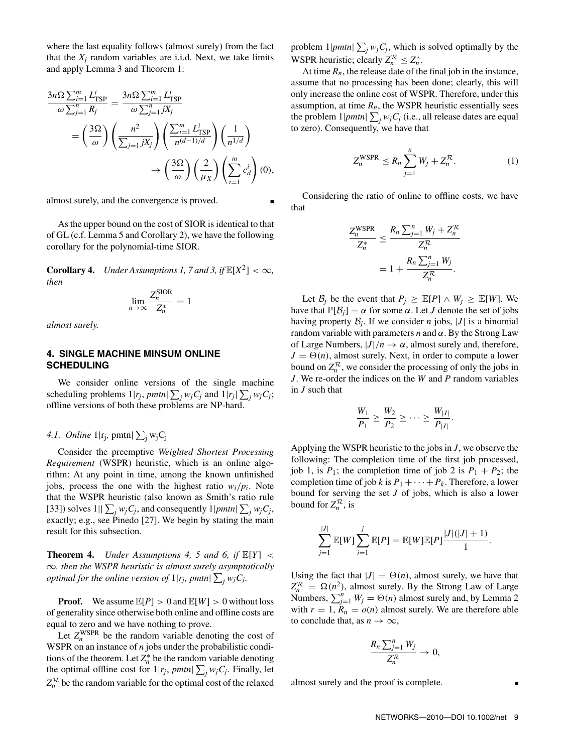where the last equality follows (almost surely) from the fact that the $X_j$ random variables are i.i.d. Next, we take limits and apply Lemma 3 and Theorem 1:

$$\frac{3n\Omega \sum_{i=1}^{m} L_{\text{TSP}}^{i}}{\omega \sum_{j=1}^{n} R_j} = \frac{3n\Omega \sum_{i=1}^{m} L_{\text{TSP}}^{i}}{\omega \sum_{j=1}^{n} jX_j}$$

$$= \left(\frac{3\Omega}{\omega}\right)\left(\frac{n^2}{\sum_{j=1} jX_j}\right)\left(\frac{\sum_{i=1}^{m} L_{\text{TSP}}^{i}}{n^{(d-1)/d}}\right)\left(\frac{1}{n^{1/d}}\right)$$

$$\to \left(\frac{3\Omega}{\omega}\right)\left(\frac{2}{\mu_X}\right)\left(\sum_{i=1}^{m} c_d^i\right)(0),$$

almost surely, and the convergence is proved. ∎

As the upper bound on the cost of SIOR is identical to that of GL (c.f. Lemma 5 and Corollary 2), we have the following corollary for the polynomial-time SIOR.

**Corollary 4.** *Under Assumptions 1, 7 and 3, if* $\mathbb{E}[X^2] < \infty$*, then*

$$\lim_{n\to\infty} \frac{Z_n^{\text{SIOR}}}{Z_n^*} = 1$$

*almost surely.*

## 4. SINGLE MACHINE MINSUM ONLINE SCHEDULING

We consider online versions of the single machine scheduling problems $1|r_j, pmtn|\sum_j w_jC_j$ and $1|r_j|\sum_j w_jC_j$; offline versions of both these problems are NP-hard.

### 4.1. Online $1|r_j$, pmtn$|\sum_j w_jC_j$

Consider the preemptive *Weighted Shortest Processing Requirement* (WSPR) heuristic, which is an online algorithm: At any point in time, among the known unfinished jobs, process the one with the highest ratio $w_i/p_i$. Note that the WSPR heuristic (also known as Smith's ratio rule [33]) solves $1||\sum_j w_jC_j$, and consequently $1|pmtn|\sum_j w_jC_j$, exactly; e.g., see Pinedo [27]. We begin by stating the main result for this subsection.

**Theorem 4.** *Under Assumptions 4, 5 and 6, if* $\mathbb{E}[Y] < \infty$*, then the WSPR heuristic is almost surely asymptotically optimal for the online version of* $1|r_j, pmtn|\sum_j w_jC_j$.

**Proof.** We assume $\mathbb{E}[P] > 0$ and $\mathbb{E}[W] > 0$ without loss of generality since otherwise both online and offline costs are equal to zero and we have nothing to prove.

Let $Z_n^{\text{WSPR}}$ be the random variable denoting the cost of WSPR on an instance of $n$ jobs under the probabilistic conditions of the theorem. Let $Z_n^*$ be the random variable denoting the optimal offline cost for $1|r_j, pmtn|\sum_j w_jC_j$. Finally, let $Z_n^{\mathcal{R}}$ be the random variable for the optimal cost of the relaxed problem $1|pmtn|\sum_j w_jC_j$, which is solved optimally by the WSPR heuristic; clearly $Z_n^{\mathcal{R}} \leq Z_n^*$.

At time $R_n$, the release date of the final job in the instance, assume that no processing has been done; clearly, this will only increase the online cost of WSPR. Therefore, under this assumption, at time $R_n$, the WSPR heuristic essentially sees the problem $1|pmtn|\sum_j w_jC_j$ (i.e., all release dates are equal to zero). Consequently, we have that

$$Z_n^{\text{WSPR}} \leq R_n \sum_{j=1}^{n} W_j + Z_n^{\mathcal{R}}. \tag{1}$$

Considering the ratio of online to offline costs, we have that

$$\frac{Z_n^{\text{WSPR}}}{Z_n^*} \leq \frac{R_n \sum_{j=1}^{n} W_j + Z_n^{\mathcal{R}}}{Z_n^{\mathcal{R}}}$$

$$= 1 + \frac{R_n \sum_{j=1}^{n} W_j}{Z_n^{\mathcal{R}}}.$$

Let $\mathcal{B}_j$ be the event that $P_j \geq \mathbb{E}[P] \wedge W_j \geq \mathbb{E}[W]$. We have that $\mathbb{P}[\mathcal{B}_j] = \alpha$ for some $\alpha$. Let $J$ denote the set of jobs having property $\mathcal{B}_j$. If we consider $n$ jobs, $|J|$ is a binomial random variable with parameters $n$ and $\alpha$. By the Strong Law of Large Numbers, $|J|/n \to \alpha$, almost surely and, therefore, $J = \Theta(n)$, almost surely. Next, in order to compute a lower bound on $Z_n^{\mathcal{R}}$, we consider the processing of only the jobs in $J$. We re-order the indices on the $W$ and $P$ random variables in $J$ such that

$$\frac{W_1}{P_1} \geq \frac{W_2}{P_2} \geq \cdots \geq \frac{W_{|J|}}{P_{|J|}}.$$

Applying the WSPR heuristic to the jobs in $J$, we observe the following: The completion time of the first job processed, job 1, is $P_1$; the completion time of job 2 is $P_1 + P_2$; the completion time of job $k$ is $P_1 + \cdots + P_k$. Therefore, a lower bound for serving the set $J$ of jobs, which is also a lower bound for $Z_n^{\mathcal{R}}$, is

$$\sum_{j=1}^{|J|} \mathbb{E}[W] \sum_{i=1}^{j} \mathbb{E}[P] = \mathbb{E}[W]\mathbb{E}[P]\frac{|J|(|J|+1)}{1}.$$

Using the fact that $|J| = \Theta(n)$, almost surely, we have that $Z_n^{\mathcal{R}} = \Omega(n^2)$, almost surely. By the Strong Law of Large Numbers, $\sum_{j=1}^{n} W_j = \Theta(n)$ almost surely and, by Lemma 2 with $r = 1$, $R_n = o(n)$ almost surely. We are therefore able to conclude that, as $n \to \infty$,

$$\frac{R_n \sum_{j=1}^{n} W_j}{Z_n^{\mathcal{R}}} \to 0,$$

almost surely and the proof is complete. ∎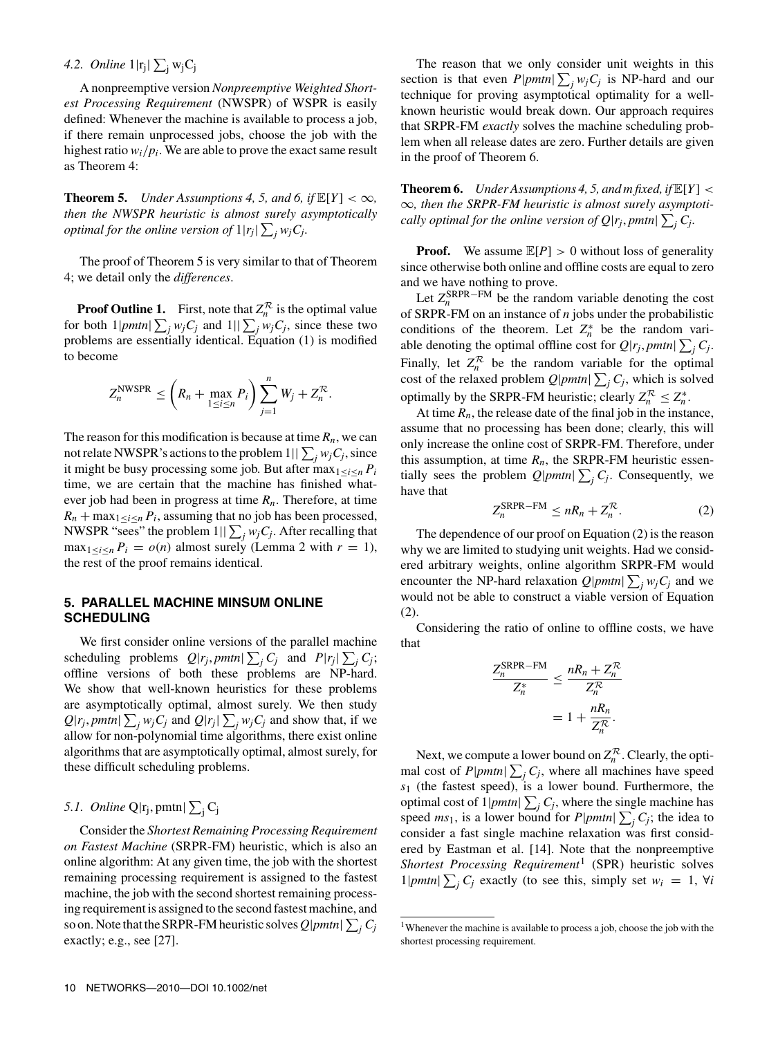### 4.2. Online $1|r_j|\sum_j w_jC_j$

A nonpreemptive version *Nonpreemptive Weighted Shortest Processing Requirement* (NWSPR) of WSPR is easily defined: Whenever the machine is available to process a job, if there remain unprocessed jobs, choose the job with the highest ratio $w_i/p_i$. We are able to prove the exact same result as Theorem 4:

**Theorem 5.** *Under Assumptions 4, 5, and 6, if $\mathbb{E}[Y] < \infty$, then the NWSPR heuristic is almost surely asymptotically optimal for the online version of $1|r_j|\sum_j w_jC_j$.*

The proof of Theorem 5 is very similar to that of Theorem 4; we detail only the *differences*.

**Proof Outline 1.** First, note that $Z_n^{\mathcal{R}}$ is the optimal value for both $1|pmtn|\sum_j w_jC_j$ and $1||\sum_j w_jC_j$, since these two problems are essentially identical. Equation (1) is modified to become

$$Z_n^{\text{NWSPR}} \leq \left(R_n + \max_{1\leq i\leq n} P_i\right)\sum_{j=1}^{n} W_j + Z_n^{\mathcal{R}}.$$

The reason for this modification is because at time $R_n$, we can not relate NWSPR's actions to the problem $1||\sum_j w_jC_j$, since it might be busy processing some job. But after $\max_{1\leq i\leq n} P_i$ time, we are certain that the machine has finished whatever job had been in progress at time $R_n$. Therefore, at time $R_n + \max_{1\leq i\leq n} P_i$, assuming that no job has been processed, NWSPR "sees" the problem $1||\sum_j w_jC_j$. After recalling that $\max_{1\leq i\leq n} P_i = o(n)$ almost surely (Lemma 2 with $r = 1$), the rest of the proof remains identical.

## 5. PARALLEL MACHINE MINSUM ONLINE SCHEDULING

We first consider online versions of the parallel machine scheduling problems $Q|r_j, pmtn|\sum_j C_j$ and $P|r_j|\sum_j C_j$; offline versions of both these problems are NP-hard. We show that well-known heuristics for these problems are asymptotically optimal, almost surely. We then study $Q|r_j, pmtn|\sum_j w_jC_j$ and $Q|r_j|\sum_j w_jC_j$ and show that, if we allow for non-polynomial time algorithms, there exist online algorithms that are asymptotically optimal, almost surely, for these difficult scheduling problems.

### 5.1. Online $Q|r_j, pmtn|\sum_j C_j$

Consider the *Shortest Remaining Processing Requirement on Fastest Machine* (SRPR-FM) heuristic, which is also an online algorithm: At any given time, the job with the shortest remaining processing requirement is assigned to the fastest machine, the job with the second shortest remaining processing requirement is assigned to the second fastest machine, and so on. Note that the SRPR-FM heuristic solves $Q|pmtn|\sum_j C_j$ exactly; e.g., see [27].

The reason that we only consider unit weights in this section is that even $P|pmtn|\sum_j w_jC_j$ is NP-hard and our technique for proving asymptotical optimality for a well-known heuristic would break down. Our approach requires that SRPR-FM *exactly* solves the machine scheduling problem when all release dates are zero. Further details are given in the proof of Theorem 6.

**Theorem 6.** *Under Assumptions 4, 5, and m fixed, if $\mathbb{E}[Y] < \infty$, then the SRPR-FM heuristic is almost surely asymptotically optimal for the online version of $Q|r_j, pmtn|\sum_j C_j$.*

**Proof.** We assume $\mathbb{E}[P] > 0$ without loss of generality since otherwise both online and offline costs are equal to zero and we have nothing to prove.

Let $Z_n^{\text{SRPR-FM}}$ be the random variable denoting the cost of SRPR-FM on an instance of $n$ jobs under the probabilistic conditions of the theorem. Let $Z_n^*$ be the random variable denoting the optimal offline cost for $Q|r_j, pmtn|\sum_j C_j$. Finally, let $Z_n^{\mathcal{R}}$ be the random variable for the optimal cost of the relaxed problem $Q|pmtn|\sum_j C_j$, which is solved optimally by the SRPR-FM heuristic; clearly $Z_n^{\mathcal{R}} \leq Z_n^*$.

At time $R_n$, the release date of the final job in the instance, assume that no processing has been done; clearly, this will only increase the online cost of SRPR-FM. Therefore, under this assumption, at time $R_n$, the SRPR-FM heuristic essentially sees the problem $Q|pmtn|\sum_j C_j$. Consequently, we have that

$$Z_n^{\text{SRPR-FM}} \leq nR_n + Z_n^{\mathcal{R}}. \tag{2}$$

The dependence of our proof on Equation (2) is the reason why we are limited to studying unit weights. Had we considered arbitrary weights, online algorithm SRPR-FM would encounter the NP-hard relaxation $Q|pmtn|\sum_j w_jC_j$ and we would not be able to construct a viable version of Equation (2).

Considering the ratio of online to offline costs, we have that

$$\frac{Z_n^{\text{SRPR-FM}}}{Z_n^*} \leq \frac{nR_n + Z_n^{\mathcal{R}}}{Z_n^{\mathcal{R}}} = 1 + \frac{nR_n}{Z_n^{\mathcal{R}}}.$$

Next, we compute a lower bound on $Z_n^{\mathcal{R}}$. Clearly, the optimal cost of $P|pmtn|\sum_j C_j$, where all machines have speed $s_1$ (the fastest speed), is a lower bound. Furthermore, the optimal cost of $1|pmtn|\sum_j C_j$, where the single machine has speed $ms_1$, is a lower bound for $P|pmtn|\sum_j C_j$; the idea to consider a fast single machine relaxation was first considered by Eastman et al. [14]. Note that the nonpreemptive *Shortest Processing Requirement*[1] (SPR) heuristic solves $1|pmtn|\sum_j C_j$ exactly (to see this, simply set $w_i = 1$, $\forall i$

[1] Whenever the machine is available to process a job, choose the job with the shortest processing requirement.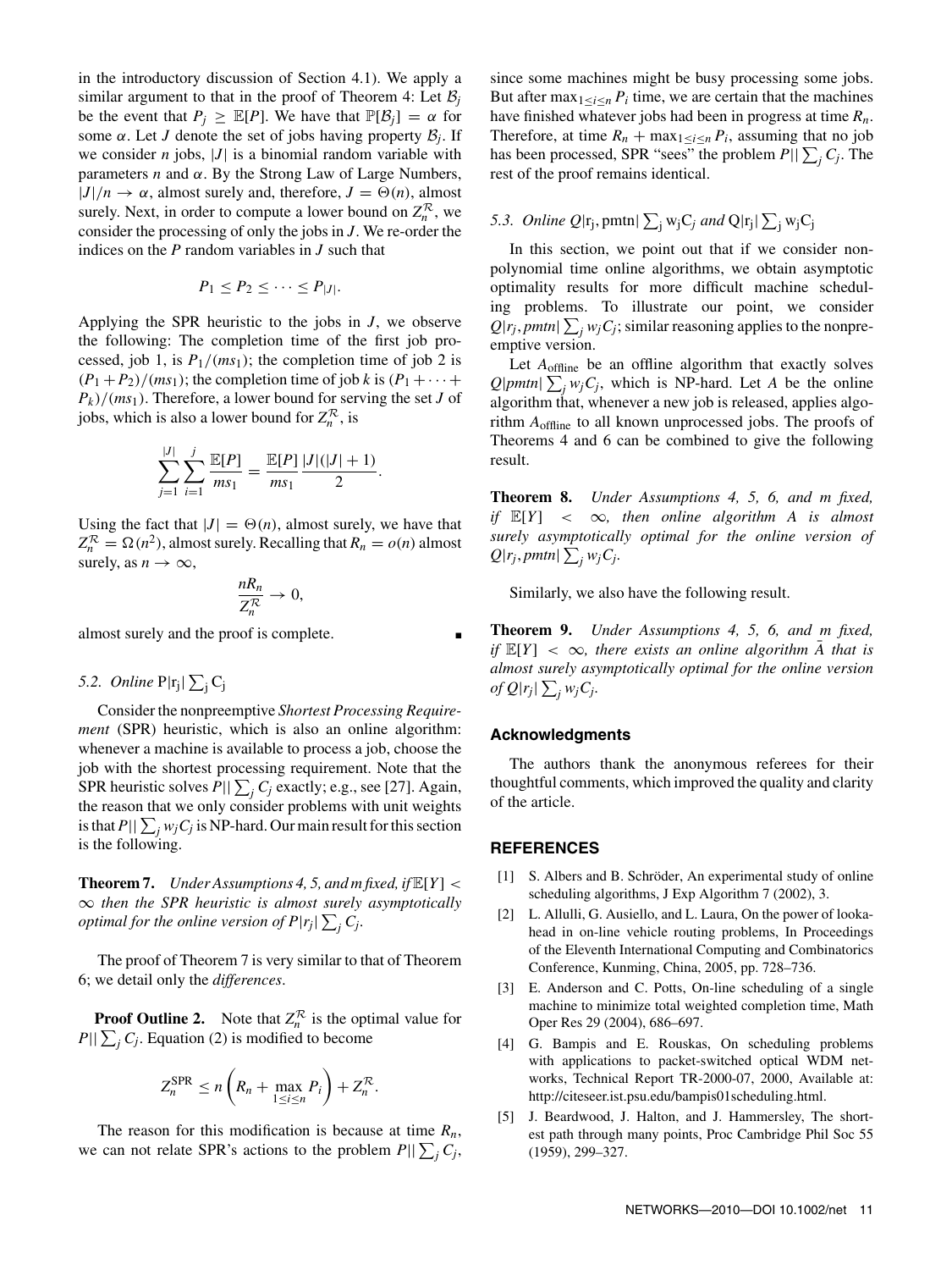in the introductory discussion of Section 4.1). We apply a similar argument to that in the proof of Theorem 4: Let $\mathcal{B}_j$ be the event that $P_j \geq \mathbb{E}[P]$. We have that $\mathbb{P}[\mathcal{B}_j] = \alpha$ for some $\alpha$. Let $J$ denote the set of jobs having property $\mathcal{B}_j$. If we consider $n$ jobs, $|J|$ is a binomial random variable with parameters $n$ and $\alpha$. By the Strong Law of Large Numbers, $|J|/n \to \alpha$, almost surely and, therefore, $J = \Theta(n)$, almost surely. Next, in order to compute a lower bound on $Z_n^{\mathcal{R}}$, we consider the processing of only the jobs in $J$. We re-order the indices on the $P$ random variables in $J$ such that

$$P_1 \leq P_2 \leq \cdots \leq P_{|J|}.$$

Applying the SPR heuristic to the jobs in $J$, we observe the following: The completion time of the first job processed, job 1, is $P_1/(ms_1)$; the completion time of job 2 is $(P_1 + P_2)/(ms_1)$; the completion time of job $k$ is $(P_1 + \cdots + P_k)/(ms_1)$. Therefore, a lower bound for serving the set $J$ of jobs, which is also a lower bound for $Z_n^{\mathcal{R}}$, is

$$\sum_{j=1}^{|J|} \sum_{i=1}^{j} \frac{\mathbb{E}[P]}{ms_1} = \frac{\mathbb{E}[P]}{ms_1} \frac{|J|(|J|+1)}{2}.$$

Using the fact that $|J| = \Theta(n)$, almost surely, we have that $Z_n^{\mathcal{R}} = \Omega(n^2)$, almost surely. Recalling that $R_n = o(n)$ almost surely, as $n \to \infty$,

$$\frac{nR_n}{Z_n^{\mathcal{R}}} \to 0,$$

almost surely and the proof is complete. ■

### 5.2. *Online* $P|r_j|\sum_j C_j$

Consider the nonpreemptive *Shortest Processing Requirement* (SPR) heuristic, which is also an online algorithm: whenever a machine is available to process a job, choose the job with the shortest processing requirement. Note that the SPR heuristic solves $P||\sum_j C_j$ exactly; e.g., see [27]. Again, the reason that we only consider problems with unit weights is that $P||\sum_j w_j C_j$ is NP-hard. Our main result for this section is the following.

**Theorem 7.** *Under Assumptions 4, 5, and m fixed, if* $\mathbb{E}[Y] < \infty$ *then the SPR heuristic is almost surely asymptotically optimal for the online version of* $P|r_j|\sum_j C_j$.

The proof of Theorem 7 is very similar to that of Theorem 6; we detail only the *differences*.

**Proof Outline 2.** Note that $Z_n^{\mathcal{R}}$ is the optimal value for $P||\sum_j C_j$. Equation (2) is modified to become

$$Z_n^{\text{SPR}} \leq n\left(R_n + \max_{1\leq i\leq n} P_i\right) + Z_n^{\mathcal{R}}.$$

The reason for this modification is because at time $R_n$, we can not relate SPR's actions to the problem $P||\sum_j C_j$, since some machines might be busy processing some jobs. But after $\max_{1\leq i\leq n} P_i$ time, we are certain that the machines have finished whatever jobs had been in progress at time $R_n$. Therefore, at time $R_n + \max_{1\leq i\leq n} P_i$, assuming that no job has been processed, SPR "sees" the problem $P||\sum_j C_j$. The rest of the proof remains identical.

### 5.3. *Online* $Q|r_j, pmtn|\sum_j w_j C_j$ *and* $Q|r_j|\sum_j w_j C_j$

In this section, we point out that if we consider nonpolynomial time online algorithms, we obtain asymptotic optimality results for more difficult machine scheduling problems. To illustrate our point, we consider $Q|r_j, pmtn|\sum_j w_j C_j$; similar reasoning applies to the nonpreemptive version.

Let $A_{\text{offline}}$ be an offline algorithm that exactly solves $Q|pmtn|\sum_j w_j C_j$, which is NP-hard. Let $A$ be the online algorithm that, whenever a new job is released, applies algorithm $A_{\text{offline}}$ to all known unprocessed jobs. The proofs of Theorems 4 and 6 can be combined to give the following result.

**Theorem 8.** *Under Assumptions 4, 5, 6, and m fixed, if* $\mathbb{E}[Y] < \infty$, *then online algorithm A is almost surely asymptotically optimal for the online version of* $Q|r_j, pmtn|\sum_j w_j C_j$.

Similarly, we also have the following result.

**Theorem 9.** *Under Assumptions 4, 5, 6, and m fixed, if* $\mathbb{E}[Y] < \infty$, *there exists an online algorithm* $\bar{A}$ *that is almost surely asymptotically optimal for the online version of* $Q|r_j|\sum_j w_j C_j$.

## Acknowledgments

The authors thank the anonymous referees for their thoughtful comments, which improved the quality and clarity of the article.

## REFERENCES

[1] S. Albers and B. Schröder, An experimental study of online scheduling algorithms, J Exp Algorithm 7 (2002), 3.

[2] L. Allulli, G. Ausiello, and L. Laura, On the power of lookahead in on-line vehicle routing problems, In Proceedings of the Eleventh International Computing and Combinatorics Conference, Kunming, China, 2005, pp. 728–736.

[3] E. Anderson and C. Potts, On-line scheduling of a single machine to minimize total weighted completion time, Math Oper Res 29 (2004), 686–697.

[4] G. Bampis and E. Rouskas, On scheduling problems with applications to packet-switched optical WDM networks, Technical Report TR-2000-07, 2000, Available at: http://citeseer.ist.psu.edu/bampis01scheduling.html.

[5] J. Beardwood, J. Halton, and J. Hammersley, The shortest path through many points, Proc Cambridge Phil Soc 55 (1959), 299–327.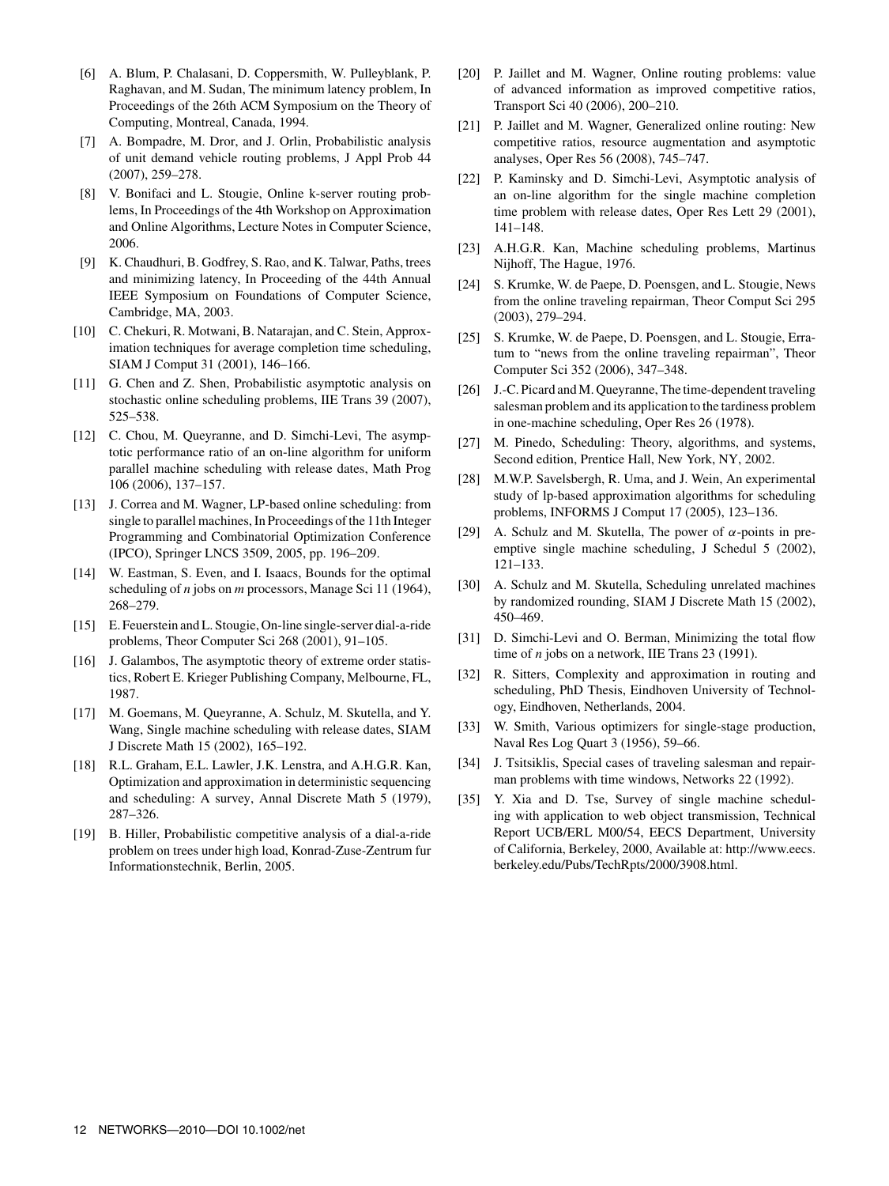[6] A. Blum, P. Chalasani, D. Coppersmith, W. Pulleyblank, P. Raghavan, and M. Sudan, The minimum latency problem, In Proceedings of the 26th ACM Symposium on the Theory of Computing, Montreal, Canada, 1994.

[7] A. Bompadre, M. Dror, and J. Orlin, Probabilistic analysis of unit demand vehicle routing problems, J Appl Prob 44 (2007), 259–278.

[8] V. Bonifaci and L. Stougie, Online k-server routing problems, In Proceedings of the 4th Workshop on Approximation and Online Algorithms, Lecture Notes in Computer Science, 2006.

[9] K. Chaudhuri, B. Godfrey, S. Rao, and K. Talwar, Paths, trees and minimizing latency, In Proceeding of the 44th Annual IEEE Symposium on Foundations of Computer Science, Cambridge, MA, 2003.

[10] C. Chekuri, R. Motwani, B. Natarajan, and C. Stein, Approximation techniques for average completion time scheduling, SIAM J Comput 31 (2001), 146–166.

[11] G. Chen and Z. Shen, Probabilistic asymptotic analysis on stochastic online scheduling problems, IIE Trans 39 (2007), 525–538.

[12] C. Chou, M. Queyranne, and D. Simchi-Levi, The asymptotic performance ratio of an on-line algorithm for uniform parallel machine scheduling with release dates, Math Prog 106 (2006), 137–157.

[13] J. Correa and M. Wagner, LP-based online scheduling: from single to parallel machines, In Proceedings of the 11th Integer Programming and Combinatorial Optimization Conference (IPCO), Springer LNCS 3509, 2005, pp. 196–209.

[14] W. Eastman, S. Even, and I. Isaacs, Bounds for the optimal scheduling of *n* jobs on *m* processors, Manage Sci 11 (1964), 268–279.

[15] E. Feuerstein and L. Stougie, On-line single-server dial-a-ride problems, Theor Computer Sci 268 (2001), 91–105.

[16] J. Galambos, The asymptotic theory of extreme order statistics, Robert E. Krieger Publishing Company, Melbourne, FL, 1987.

[17] M. Goemans, M. Queyranne, A. Schulz, M. Skutella, and Y. Wang, Single machine scheduling with release dates, SIAM J Discrete Math 15 (2002), 165–192.

[18] R.L. Graham, E.L. Lawler, J.K. Lenstra, and A.H.G.R. Kan, Optimization and approximation in deterministic sequencing and scheduling: A survey, Annal Discrete Math 5 (1979), 287–326.

[19] B. Hiller, Probabilistic competitive analysis of a dial-a-ride problem on trees under high load, Konrad-Zuse-Zentrum fur Informationstechnik, Berlin, 2005.

[20] P. Jaillet and M. Wagner, Online routing problems: value of advanced information as improved competitive ratios, Transport Sci 40 (2006), 200–210.

[21] P. Jaillet and M. Wagner, Generalized online routing: New competitive ratios, resource augmentation and asymptotic analyses, Oper Res 56 (2008), 745–747.

[22] P. Kaminsky and D. Simchi-Levi, Asymptotic analysis of an on-line algorithm for the single machine completion time problem with release dates, Oper Res Lett 29 (2001), 141–148.

[23] A.H.G.R. Kan, Machine scheduling problems, Martinus Nijhoff, The Hague, 1976.

[24] S. Krumke, W. de Paepe, D. Poensgen, and L. Stougie, News from the online traveling repairman, Theor Comput Sci 295 (2003), 279–294.

[25] S. Krumke, W. de Paepe, D. Poensgen, and L. Stougie, Erratum to "news from the online traveling repairman", Theor Computer Sci 352 (2006), 347–348.

[26] J.-C. Picard and M. Queyranne, The time-dependent traveling salesman problem and its application to the tardiness problem in one-machine scheduling, Oper Res 26 (1978).

[27] M. Pinedo, Scheduling: Theory, algorithms, and systems, Second edition, Prentice Hall, New York, NY, 2002.

[28] M.W.P. Savelsbergh, R. Uma, and J. Wein, An experimental study of lp-based approximation algorithms for scheduling problems, INFORMS J Comput 17 (2005), 123–136.

[29] A. Schulz and M. Skutella, The power of $\alpha$-points in preemptive single machine scheduling, J Schedul 5 (2002), 121–133.

[30] A. Schulz and M. Skutella, Scheduling unrelated machines by randomized rounding, SIAM J Discrete Math 15 (2002), 450–469.

[31] D. Simchi-Levi and O. Berman, Minimizing the total flow time of *n* jobs on a network, IIE Trans 23 (1991).

[32] R. Sitters, Complexity and approximation in routing and scheduling, PhD Thesis, Eindhoven University of Technology, Eindhoven, Netherlands, 2004.

[33] W. Smith, Various optimizers for single-stage production, Naval Res Log Quart 3 (1956), 59–66.

[34] J. Tsitsiklis, Special cases of traveling salesman and repairman problems with time windows, Networks 22 (1992).

[35] Y. Xia and D. Tse, Survey of single machine scheduling with application to web object transmission, Technical Report UCB/ERL M00/54, EECS Department, University of California, Berkeley, 2000, Available at: http://www.eecs.berkeley.edu/Pubs/TechRpts/2000/3908.html.